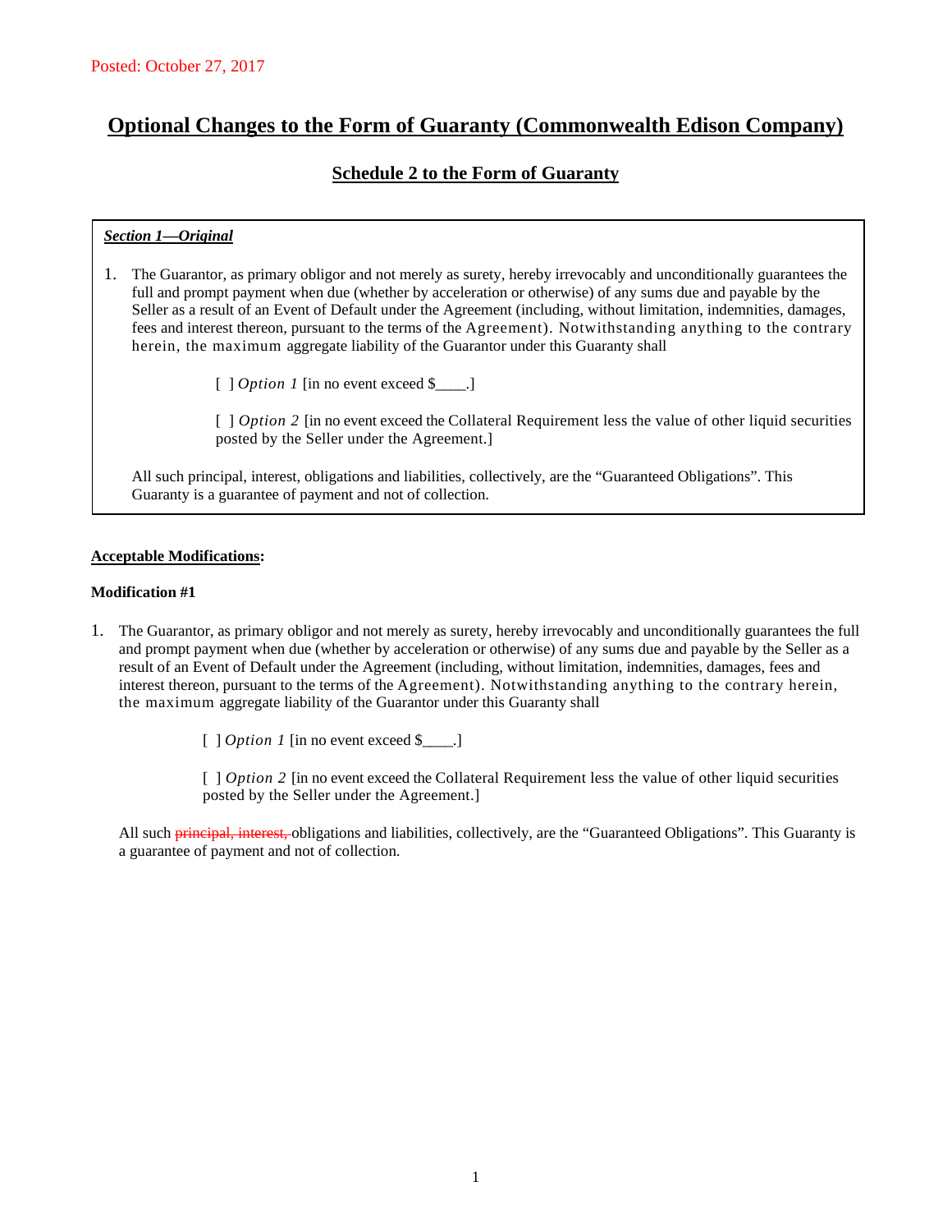Posted: October 27, 2017

# Optional Changes to the Form of Guaranty (Commonwealth Edison Company)

## Schedule 2 to the Form of Guaranty

***Section 1—Original***

1. The Guarantor, as primary obligor and not merely as surety, hereby irrevocably and unconditionally guarantees the full and prompt payment when due (whether by acceleration or otherwise) of any sums due and payable by the Seller as a result of an Event of Default under the Agreement (including, without limitation, indemnities, damages, fees and interest thereon, pursuant to the terms of the Agreement). Notwithstanding anything to the contrary herein, the maximum aggregate liability of the Guarantor under this Guaranty shall

   [ ] *Option 1* [in no event exceed $____.]

   [ ] *Option 2* [in no event exceed the Collateral Requirement less the value of other liquid securities posted by the Seller under the Agreement.]

   All such principal, interest, obligations and liabilities, collectively, are the "Guaranteed Obligations". This Guaranty is a guarantee of payment and not of collection.

**Acceptable Modifications:**

**Modification #1**

1. The Guarantor, as primary obligor and not merely as surety, hereby irrevocably and unconditionally guarantees the full and prompt payment when due (whether by acceleration or otherwise) of any sums due and payable by the Seller as a result of an Event of Default under the Agreement (including, without limitation, indemnities, damages, fees and interest thereon, pursuant to the terms of the Agreement). Notwithstanding anything to the contrary herein, the maximum aggregate liability of the Guarantor under this Guaranty shall

   [ ] *Option 1* [in no event exceed $____.]

   [ ] *Option 2* [in no event exceed the Collateral Requirement less the value of other liquid securities posted by the Seller under the Agreement.]

   All such ~~principal, interest,~~ obligations and liabilities, collectively, are the "Guaranteed Obligations". This Guaranty is a guarantee of payment and not of collection.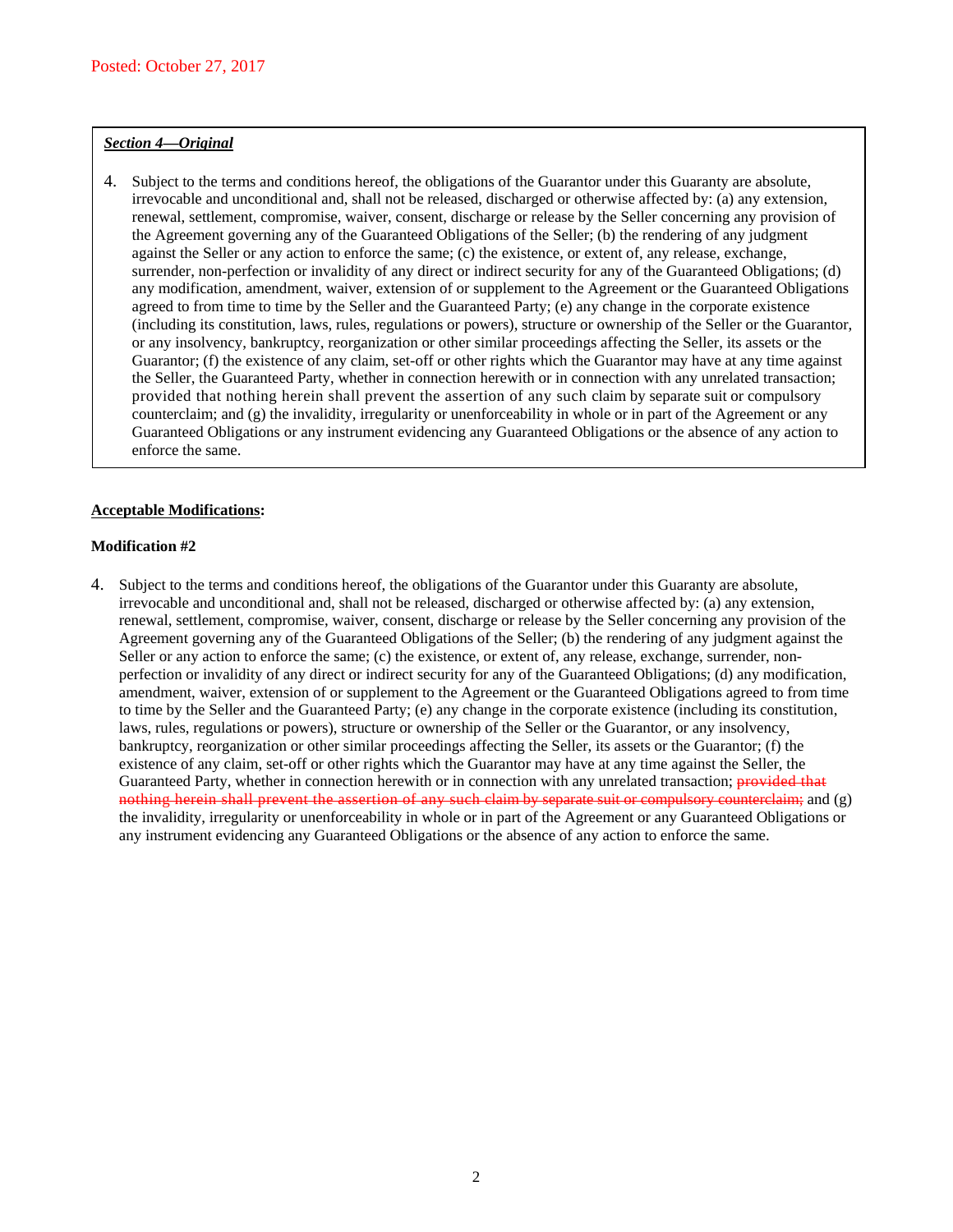Posted: October 27, 2017

***Section 4—Original***

4. Subject to the terms and conditions hereof, the obligations of the Guarantor under this Guaranty are absolute, irrevocable and unconditional and, shall not be released, discharged or otherwise affected by: (a) any extension, renewal, settlement, compromise, waiver, consent, discharge or release by the Seller concerning any provision of the Agreement governing any of the Guaranteed Obligations of the Seller; (b) the rendering of any judgment against the Seller or any action to enforce the same; (c) the existence, or extent of, any release, exchange, surrender, non-perfection or invalidity of any direct or indirect security for any of the Guaranteed Obligations; (d) any modification, amendment, waiver, extension of or supplement to the Agreement or the Guaranteed Obligations agreed to from time to time by the Seller and the Guaranteed Party; (e) any change in the corporate existence (including its constitution, laws, rules, regulations or powers), structure or ownership of the Seller or the Guarantor, or any insolvency, bankruptcy, reorganization or other similar proceedings affecting the Seller, its assets or the Guarantor; (f) the existence of any claim, set-off or other rights which the Guarantor may have at any time against the Seller, the Guaranteed Party, whether in connection herewith or in connection with any unrelated transaction; provided that nothing herein shall prevent the assertion of any such claim by separate suit or compulsory counterclaim; and (g) the invalidity, irregularity or unenforceability in whole or in part of the Agreement or any Guaranteed Obligations or any instrument evidencing any Guaranteed Obligations or the absence of any action to enforce the same.

**Acceptable Modifications:**

**Modification #2**

4. Subject to the terms and conditions hereof, the obligations of the Guarantor under this Guaranty are absolute, irrevocable and unconditional and, shall not be released, discharged or otherwise affected by: (a) any extension, renewal, settlement, compromise, waiver, consent, discharge or release by the Seller concerning any provision of the Agreement governing any of the Guaranteed Obligations of the Seller; (b) the rendering of any judgment against the Seller or any action to enforce the same; (c) the existence, or extent of, any release, exchange, surrender, non-perfection or invalidity of any direct or indirect security for any of the Guaranteed Obligations; (d) any modification, amendment, waiver, extension of or supplement to the Agreement or the Guaranteed Obligations agreed to from time to time by the Seller and the Guaranteed Party; (e) any change in the corporate existence (including its constitution, laws, rules, regulations or powers), structure or ownership of the Seller or the Guarantor, or any insolvency, bankruptcy, reorganization or other similar proceedings affecting the Seller, its assets or the Guarantor; (f) the existence of any claim, set-off or other rights which the Guarantor may have at any time against the Seller, the Guaranteed Party, whether in connection herewith or in connection with any unrelated transaction; ~~provided that nothing herein shall prevent the assertion of any such claim by separate suit or compulsory counterclaim;~~ and (g) the invalidity, irregularity or unenforceability in whole or in part of the Agreement or any Guaranteed Obligations or any instrument evidencing any Guaranteed Obligations or the absence of any action to enforce the same.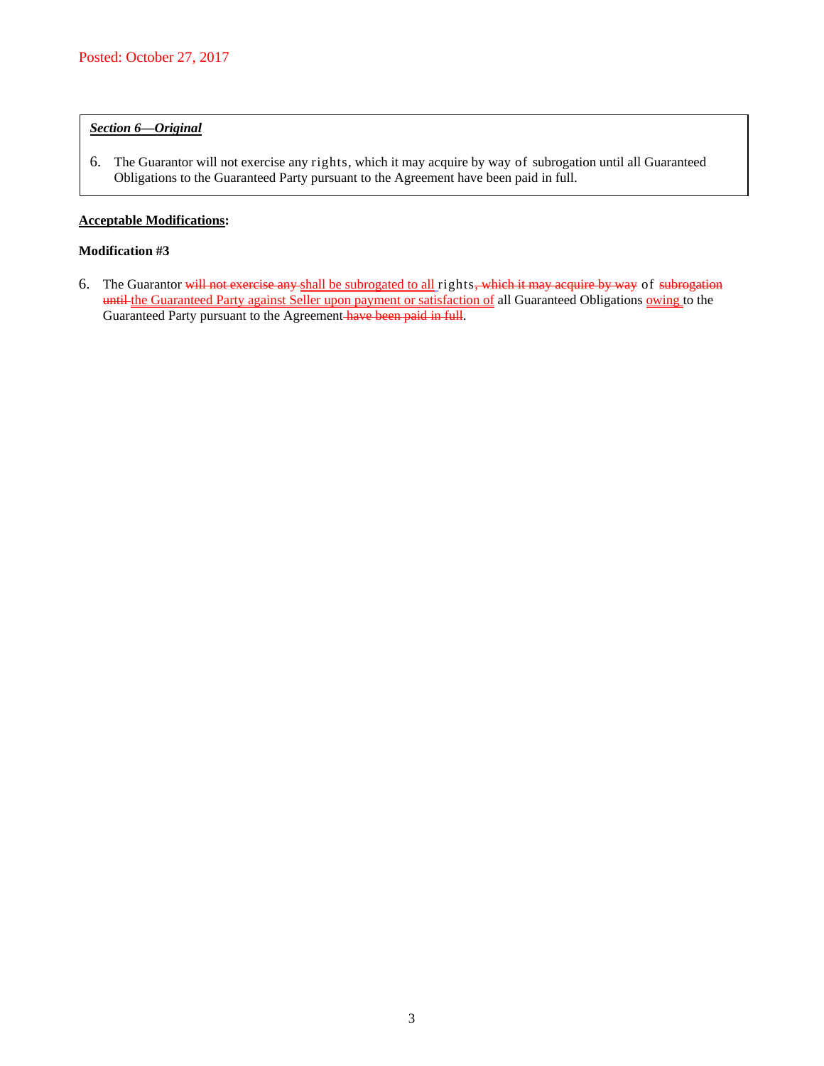***<u>Section 6—Original</u>***

6. The Guarantor will not exercise any rights, which it may acquire by way of subrogation until all Guaranteed Obligations to the Guaranteed Party pursuant to the Agreement have been paid in full.

**<u>Acceptable Modifications</u>:**

**Modification #3**

6. The Guarantor ~~will not exercise any~~ <u>shall be subrogated to all</u> rights~~, which it may acquire by way~~ of ~~subrogation until~~ <u>the Guaranteed Party against Seller upon payment or satisfaction of</u> all Guaranteed Obligations <u>owing</u> to the Guaranteed Party pursuant to the Agreement ~~have been paid in full~~.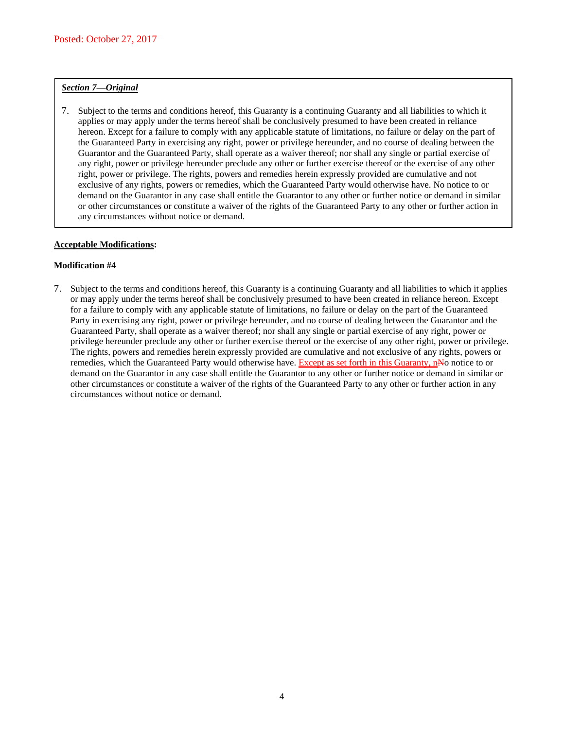Posted: October 27, 2017

***Section 7—Original***

7. Subject to the terms and conditions hereof, this Guaranty is a continuing Guaranty and all liabilities to which it applies or may apply under the terms hereof shall be conclusively presumed to have been created in reliance hereon. Except for a failure to comply with any applicable statute of limitations, no failure or delay on the part of the Guaranteed Party in exercising any right, power or privilege hereunder, and no course of dealing between the Guarantor and the Guaranteed Party, shall operate as a waiver thereof; nor shall any single or partial exercise of any right, power or privilege hereunder preclude any other or further exercise thereof or the exercise of any other right, power or privilege. The rights, powers and remedies herein expressly provided are cumulative and not exclusive of any rights, powers or remedies, which the Guaranteed Party would otherwise have. No notice to or demand on the Guarantor in any case shall entitle the Guarantor to any other or further notice or demand in similar or other circumstances or constitute a waiver of the rights of the Guaranteed Party to any other or further action in any circumstances without notice or demand.

**Acceptable Modifications:**

**Modification #4**

7. Subject to the terms and conditions hereof, this Guaranty is a continuing Guaranty and all liabilities to which it applies or may apply under the terms hereof shall be conclusively presumed to have been created in reliance hereon. Except for a failure to comply with any applicable statute of limitations, no failure or delay on the part of the Guaranteed Party in exercising any right, power or privilege hereunder, and no course of dealing between the Guarantor and the Guaranteed Party, shall operate as a waiver thereof; nor shall any single or partial exercise of any right, power or privilege hereunder preclude any other or further exercise thereof or the exercise of any other right, power or privilege. The rights, powers and remedies herein expressly provided are cumulative and not exclusive of any rights, powers or remedies, which the Guaranteed Party would otherwise have. <u>Except as set forth in this Guaranty, n</u>~~N~~o notice to or demand on the Guarantor in any case shall entitle the Guarantor to any other or further notice or demand in similar or other circumstances or constitute a waiver of the rights of the Guaranteed Party to any other or further action in any circumstances without notice or demand.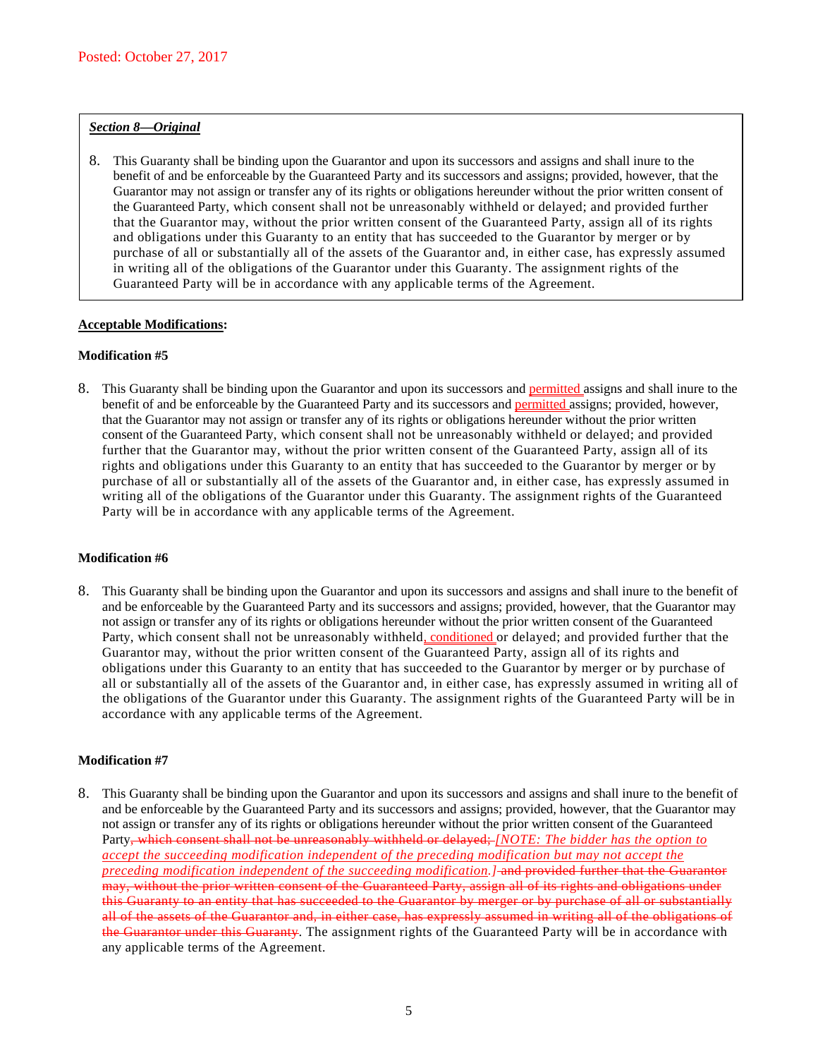Posted: October 27, 2017

***Section 8—Original***

8. This Guaranty shall be binding upon the Guarantor and upon its successors and assigns and shall inure to the benefit of and be enforceable by the Guaranteed Party and its successors and assigns; provided, however, that the Guarantor may not assign or transfer any of its rights or obligations hereunder without the prior written consent of the Guaranteed Party, which consent shall not be unreasonably withheld or delayed; and provided further that the Guarantor may, without the prior written consent of the Guaranteed Party, assign all of its rights and obligations under this Guaranty to an entity that has succeeded to the Guarantor by merger or by purchase of all or substantially all of the assets of the Guarantor and, in either case, has expressly assumed in writing all of the obligations of the Guarantor under this Guaranty. The assignment rights of the Guaranteed Party will be in accordance with any applicable terms of the Agreement.

**Acceptable Modifications:**

**Modification #5**

8. This Guaranty shall be binding upon the Guarantor and upon its successors and permitted assigns and shall inure to the benefit of and be enforceable by the Guaranteed Party and its successors and permitted assigns; provided, however, that the Guarantor may not assign or transfer any of its rights or obligations hereunder without the prior written consent of the Guaranteed Party, which consent shall not be unreasonably withheld or delayed; and provided further that the Guarantor may, without the prior written consent of the Guaranteed Party, assign all of its rights and obligations under this Guaranty to an entity that has succeeded to the Guarantor by merger or by purchase of all or substantially all of the assets of the Guarantor and, in either case, has expressly assumed in writing all of the obligations of the Guarantor under this Guaranty. The assignment rights of the Guaranteed Party will be in accordance with any applicable terms of the Agreement.

**Modification #6**

8. This Guaranty shall be binding upon the Guarantor and upon its successors and assigns and shall inure to the benefit of and be enforceable by the Guaranteed Party and its successors and assigns; provided, however, that the Guarantor may not assign or transfer any of its rights or obligations hereunder without the prior written consent of the Guaranteed Party, which consent shall not be unreasonably withheld, conditioned or delayed; and provided further that the Guarantor may, without the prior written consent of the Guaranteed Party, assign all of its rights and obligations under this Guaranty to an entity that has succeeded to the Guarantor by merger or by purchase of all or substantially all of the assets of the Guarantor and, in either case, has expressly assumed in writing all of the obligations of the Guarantor under this Guaranty. The assignment rights of the Guaranteed Party will be in accordance with any applicable terms of the Agreement.

**Modification #7**

8. This Guaranty shall be binding upon the Guarantor and upon its successors and assigns and shall inure to the benefit of and be enforceable by the Guaranteed Party and its successors and assigns; provided, however, that the Guarantor may not assign or transfer any of its rights or obligations hereunder without the prior written consent of the Guaranteed Party~~, which consent shall not be unreasonably withheld or delayed;~~ *[NOTE: The bidder has the option to accept the succeeding modification independent of the preceding modification but may not accept the preceding modification independent of the succeeding modification.]* ~~and provided further that the Guarantor may, without the prior written consent of the Guaranteed Party, assign all of its rights and obligations under this Guaranty to an entity that has succeeded to the Guarantor by merger or by purchase of all or substantially all of the assets of the Guarantor and, in either case, has expressly assumed in writing all of the obligations of the Guarantor under this Guaranty~~. The assignment rights of the Guaranteed Party will be in accordance with any applicable terms of the Agreement.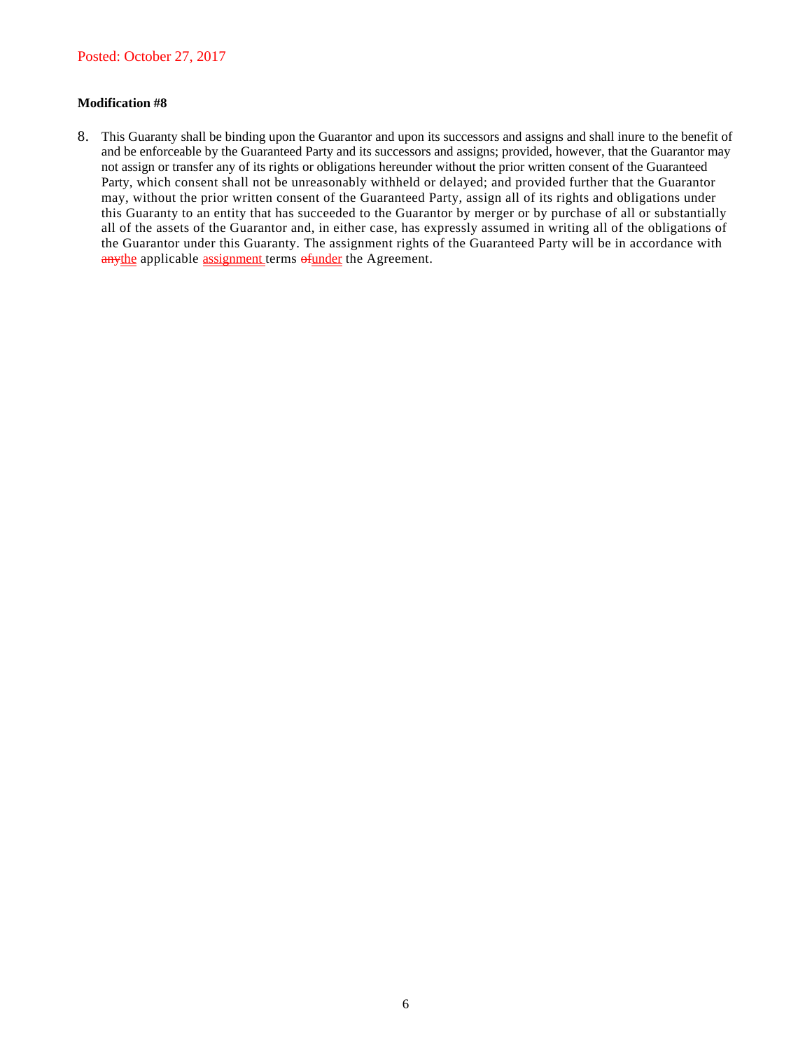Posted: October 27, 2017

**Modification #8**

8. This Guaranty shall be binding upon the Guarantor and upon its successors and assigns and shall inure to the benefit of and be enforceable by the Guaranteed Party and its successors and assigns; provided, however, that the Guarantor may not assign or transfer any of its rights or obligations hereunder without the prior written consent of the Guaranteed Party, which consent shall not be unreasonably withheld or delayed; and provided further that the Guarantor may, without the prior written consent of the Guaranteed Party, assign all of its rights and obligations under this Guaranty to an entity that has succeeded to the Guarantor by merger or by purchase of all or substantially all of the assets of the Guarantor and, in either case, has expressly assumed in writing all of the obligations of the Guarantor under this Guaranty. The assignment rights of the Guaranteed Party will be in accordance with ~~any~~the applicable assignment terms ~~of~~under the Agreement.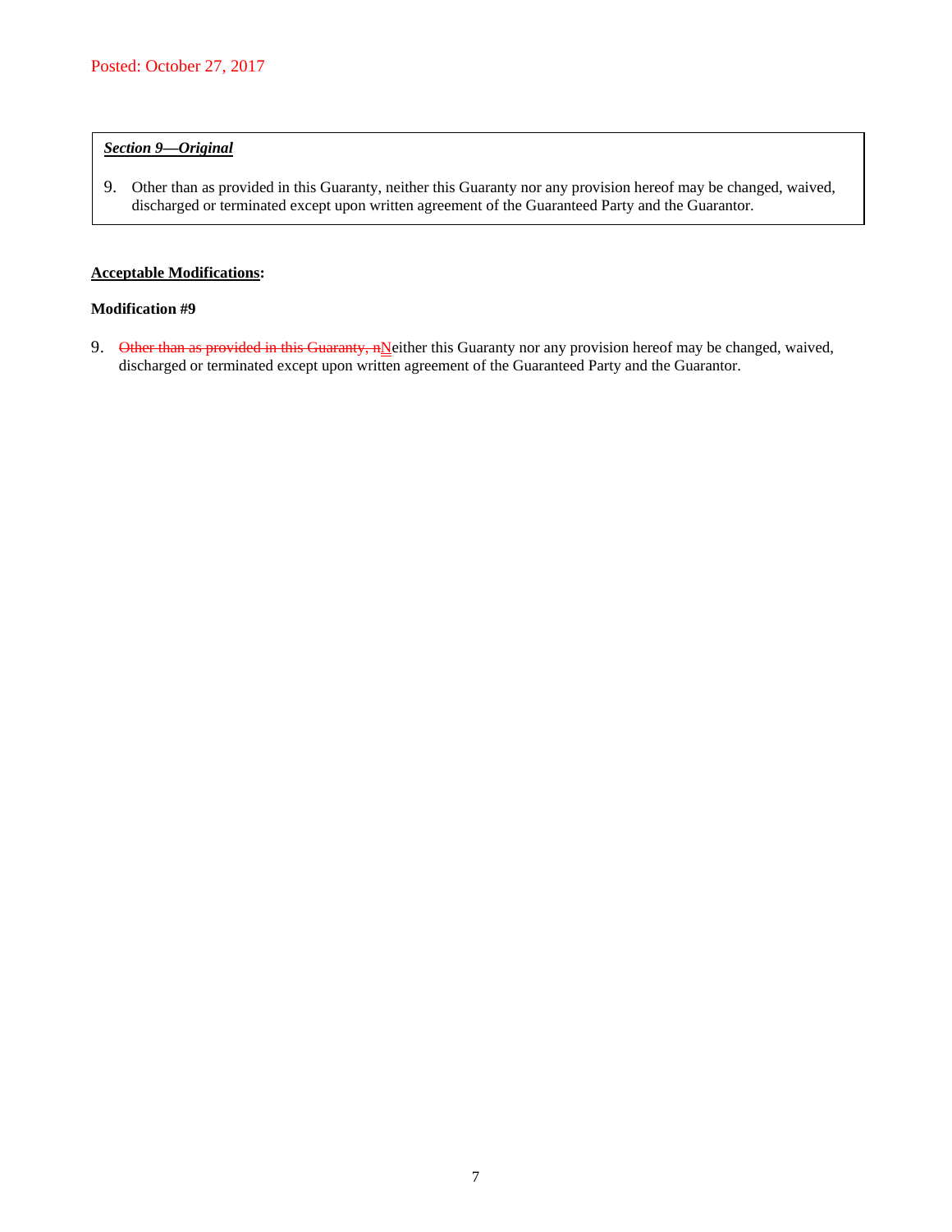Posted: October 27, 2017

***Section 9—Original***

9. Other than as provided in this Guaranty, neither this Guaranty nor any provision hereof may be changed, waived, discharged or terminated except upon written agreement of the Guaranteed Party and the Guarantor.

**Acceptable Modifications:**

**Modification #9**

9. ~~Other than as provided in this Guaranty, n~~Neither this Guaranty nor any provision hereof may be changed, waived, discharged or terminated except upon written agreement of the Guaranteed Party and the Guarantor.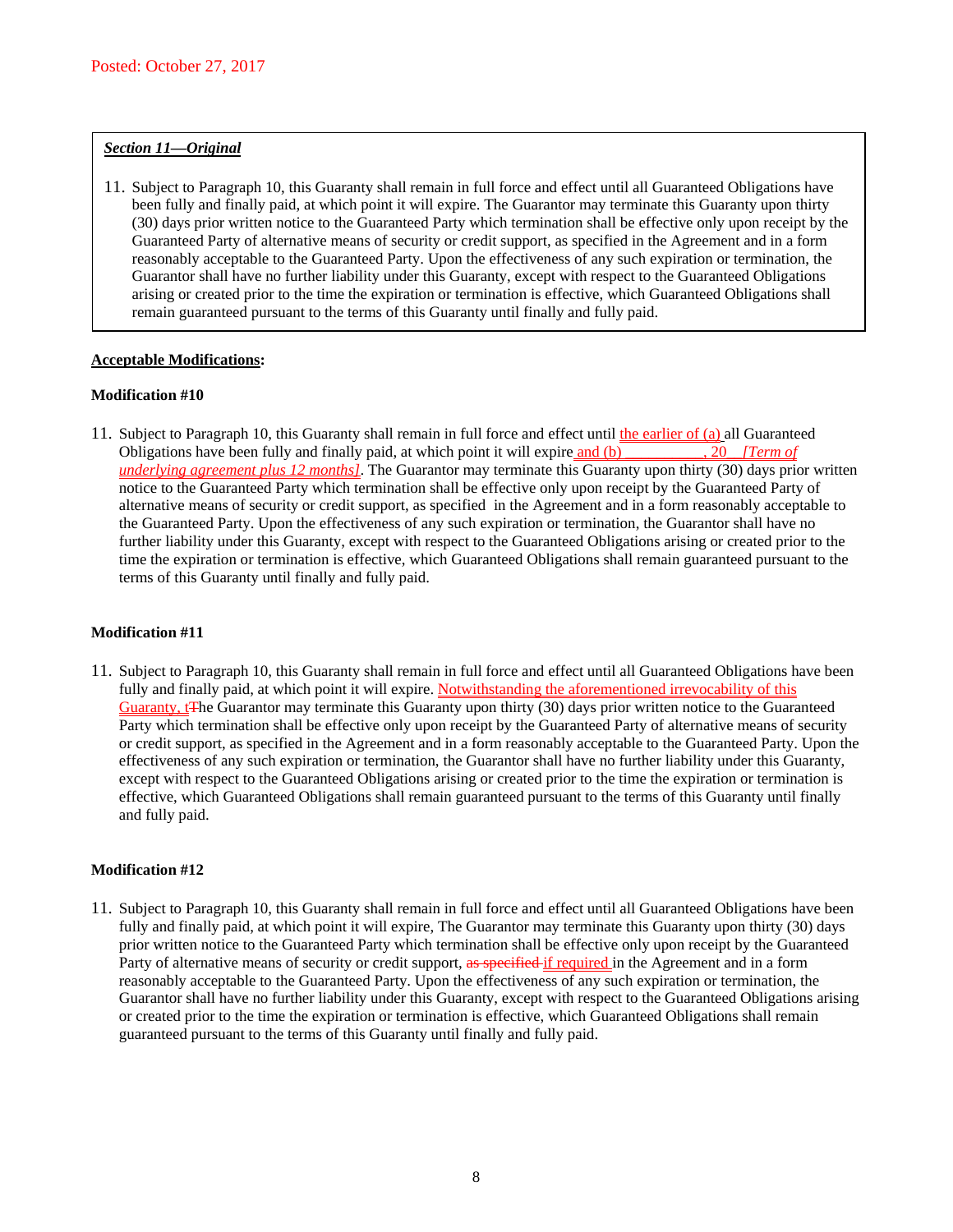Posted: October 27, 2017

***Section 11—Original***

11. Subject to Paragraph 10, this Guaranty shall remain in full force and effect until all Guaranteed Obligations have been fully and finally paid, at which point it will expire. The Guarantor may terminate this Guaranty upon thirty (30) days prior written notice to the Guaranteed Party which termination shall be effective only upon receipt by the Guaranteed Party of alternative means of security or credit support, as specified in the Agreement and in a form reasonably acceptable to the Guaranteed Party. Upon the effectiveness of any such expiration or termination, the Guarantor shall have no further liability under this Guaranty, except with respect to the Guaranteed Obligations arising or created prior to the time the expiration or termination is effective, which Guaranteed Obligations shall remain guaranteed pursuant to the terms of this Guaranty until finally and fully paid.

**Acceptable Modifications:**

**Modification #10**

11. Subject to Paragraph 10, this Guaranty shall remain in full force and effect until the earlier of (a) all Guaranteed Obligations have been fully and finally paid, at which point it will expire and (b) ___________, 20__ *[Term of underlying agreement plus 12 months]*. The Guarantor may terminate this Guaranty upon thirty (30) days prior written notice to the Guaranteed Party which termination shall be effective only upon receipt by the Guaranteed Party of alternative means of security or credit support, as specified in the Agreement and in a form reasonably acceptable to the Guaranteed Party. Upon the effectiveness of any such expiration or termination, the Guarantor shall have no further liability under this Guaranty, except with respect to the Guaranteed Obligations arising or created prior to the time the expiration or termination is effective, which Guaranteed Obligations shall remain guaranteed pursuant to the terms of this Guaranty until finally and fully paid.

**Modification #11**

11. Subject to Paragraph 10, this Guaranty shall remain in full force and effect until all Guaranteed Obligations have been fully and finally paid, at which point it will expire. Notwithstanding the aforementioned irrevocability of this Guaranty, t~~T~~he Guarantor may terminate this Guaranty upon thirty (30) days prior written notice to the Guaranteed Party which termination shall be effective only upon receipt by the Guaranteed Party of alternative means of security or credit support, as specified in the Agreement and in a form reasonably acceptable to the Guaranteed Party. Upon the effectiveness of any such expiration or termination, the Guarantor shall have no further liability under this Guaranty, except with respect to the Guaranteed Obligations arising or created prior to the time the expiration or termination is effective, which Guaranteed Obligations shall remain guaranteed pursuant to the terms of this Guaranty until finally and fully paid.

**Modification #12**

11. Subject to Paragraph 10, this Guaranty shall remain in full force and effect until all Guaranteed Obligations have been fully and finally paid, at which point it will expire, The Guarantor may terminate this Guaranty upon thirty (30) days prior written notice to the Guaranteed Party which termination shall be effective only upon receipt by the Guaranteed Party of alternative means of security or credit support, ~~as specified~~ if required in the Agreement and in a form reasonably acceptable to the Guaranteed Party. Upon the effectiveness of any such expiration or termination, the Guarantor shall have no further liability under this Guaranty, except with respect to the Guaranteed Obligations arising or created prior to the time the expiration or termination is effective, which Guaranteed Obligations shall remain guaranteed pursuant to the terms of this Guaranty until finally and fully paid.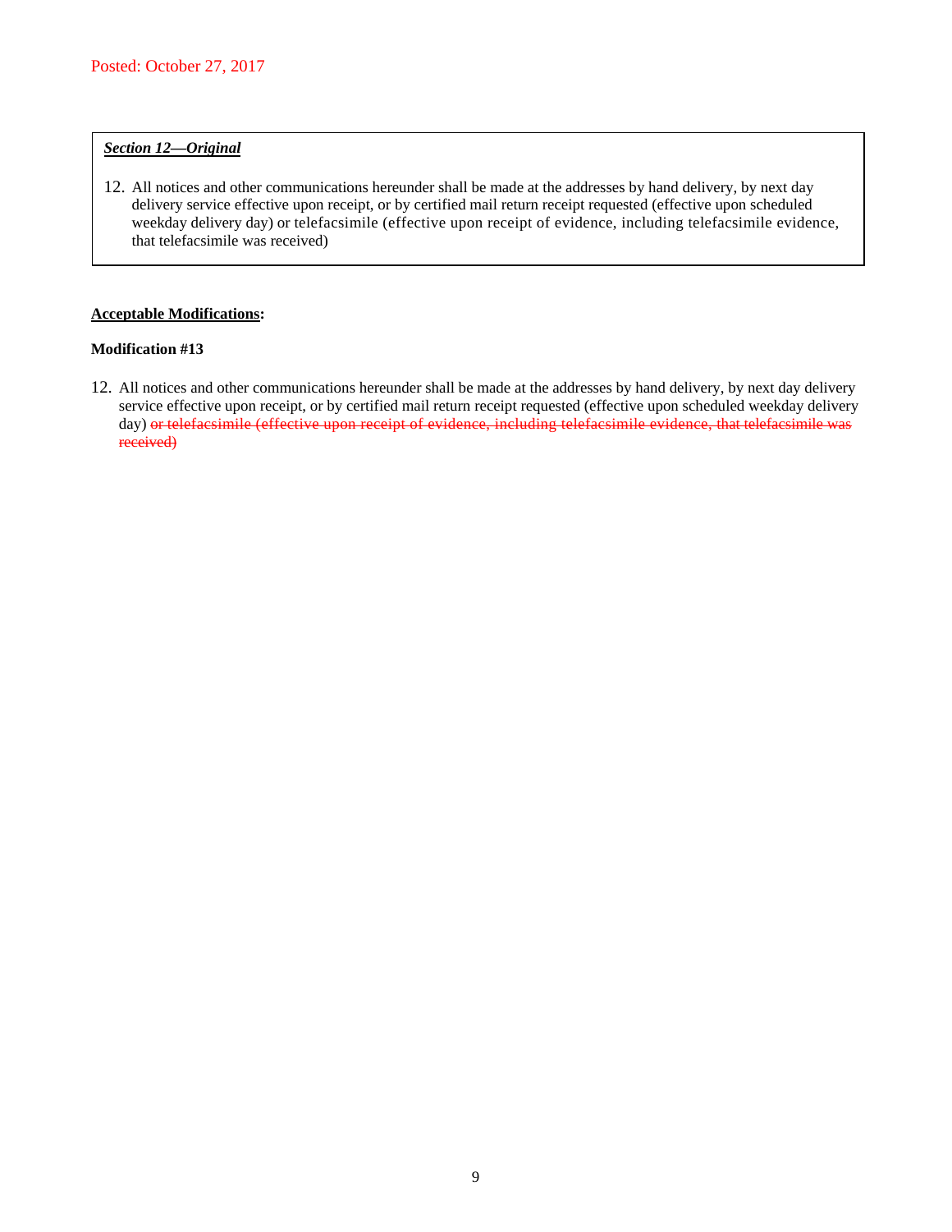Posted: October 27, 2017

***Section 12—Original***

12. All notices and other communications hereunder shall be made at the addresses by hand delivery, by next day delivery service effective upon receipt, or by certified mail return receipt requested (effective upon scheduled weekday delivery day) or telefacsimile (effective upon receipt of evidence, including telefacsimile evidence, that telefacsimile was received)

**Acceptable Modifications:**

**Modification #13**

12. All notices and other communications hereunder shall be made at the addresses by hand delivery, by next day delivery service effective upon receipt, or by certified mail return receipt requested (effective upon scheduled weekday delivery day) ~~or telefacsimile (effective upon receipt of evidence, including telefacsimile evidence, that telefacsimile was received)~~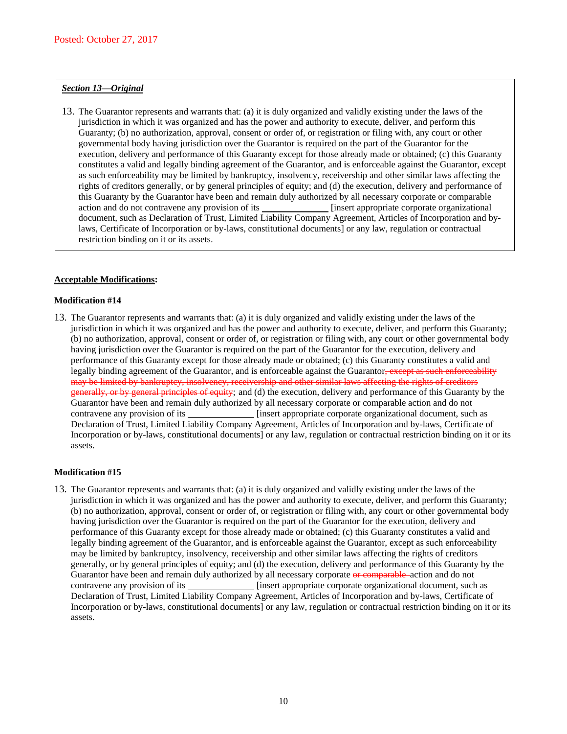Posted: October 27, 2017

***Section 13—Original***

13. The Guarantor represents and warrants that: (a) it is duly organized and validly existing under the laws of the jurisdiction in which it was organized and has the power and authority to execute, deliver, and perform this Guaranty; (b) no authorization, approval, consent or order of, or registration or filing with, any court or other governmental body having jurisdiction over the Guarantor is required on the part of the Guarantor for the execution, delivery and performance of this Guaranty except for those already made or obtained; (c) this Guaranty constitutes a valid and legally binding agreement of the Guarantor, and is enforceable against the Guarantor, except as such enforceability may be limited by bankruptcy, insolvency, receivership and other similar laws affecting the rights of creditors generally, or by general principles of equity; and (d) the execution, delivery and performance of this Guaranty by the Guarantor have been and remain duly authorized by all necessary corporate or comparable action and do not contravene any provision of its ______________ [insert appropriate corporate organizational document, such as Declaration of Trust, Limited Liability Company Agreement, Articles of Incorporation and by-laws, Certificate of Incorporation or by-laws, constitutional documents] or any law, regulation or contractual restriction binding on it or its assets.

**Acceptable Modifications:**

**Modification #14**

13. The Guarantor represents and warrants that: (a) it is duly organized and validly existing under the laws of the jurisdiction in which it was organized and has the power and authority to execute, deliver, and perform this Guaranty; (b) no authorization, approval, consent or order of, or registration or filing with, any court or other governmental body having jurisdiction over the Guarantor is required on the part of the Guarantor for the execution, delivery and performance of this Guaranty except for those already made or obtained; (c) this Guaranty constitutes a valid and legally binding agreement of the Guarantor, and is enforceable against the Guarantor~~, except as such enforceability may be limited by bankruptcy, insolvency, receivership and other similar laws affecting the rights of creditors generally, or by general principles of equity~~; and (d) the execution, delivery and performance of this Guaranty by the Guarantor have been and remain duly authorized by all necessary corporate or comparable action and do not contravene any provision of its ______________ [insert appropriate corporate organizational document, such as Declaration of Trust, Limited Liability Company Agreement, Articles of Incorporation and by-laws, Certificate of Incorporation or by-laws, constitutional documents] or any law, regulation or contractual restriction binding on it or its assets.

**Modification #15**

13. The Guarantor represents and warrants that: (a) it is duly organized and validly existing under the laws of the jurisdiction in which it was organized and has the power and authority to execute, deliver, and perform this Guaranty; (b) no authorization, approval, consent or order of, or registration or filing with, any court or other governmental body having jurisdiction over the Guarantor is required on the part of the Guarantor for the execution, delivery and performance of this Guaranty except for those already made or obtained; (c) this Guaranty constitutes a valid and legally binding agreement of the Guarantor, and is enforceable against the Guarantor, except as such enforceability may be limited by bankruptcy, insolvency, receivership and other similar laws affecting the rights of creditors generally, or by general principles of equity; and (d) the execution, delivery and performance of this Guaranty by the Guarantor have been and remain duly authorized by all necessary corporate ~~or comparable~~ action and do not contravene any provision of its ______________ [insert appropriate corporate organizational document, such as Declaration of Trust, Limited Liability Company Agreement, Articles of Incorporation and by-laws, Certificate of Incorporation or by-laws, constitutional documents] or any law, regulation or contractual restriction binding on it or its assets.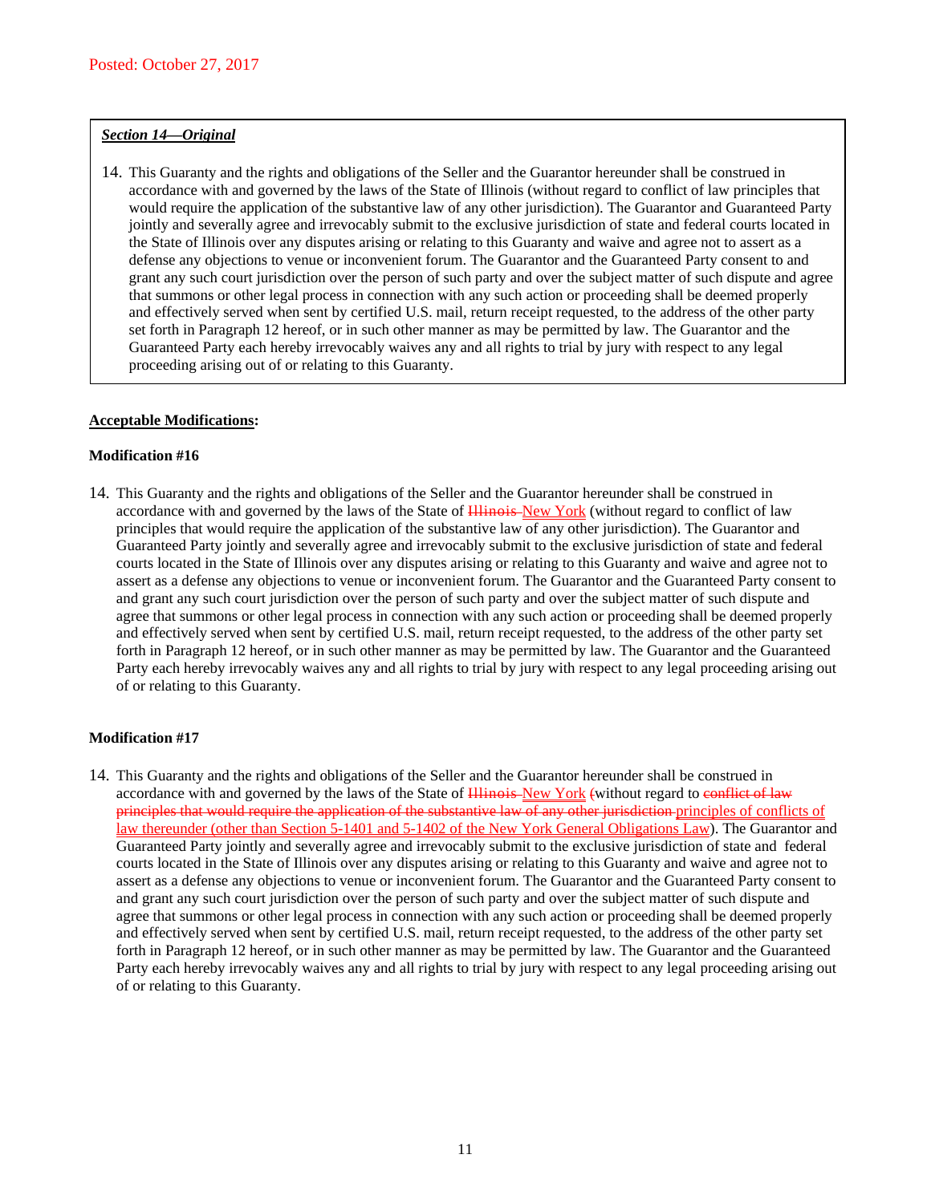Posted: October 27, 2017

***Section 14—Original***

14. This Guaranty and the rights and obligations of the Seller and the Guarantor hereunder shall be construed in accordance with and governed by the laws of the State of Illinois (without regard to conflict of law principles that would require the application of the substantive law of any other jurisdiction). The Guarantor and Guaranteed Party jointly and severally agree and irrevocably submit to the exclusive jurisdiction of state and federal courts located in the State of Illinois over any disputes arising or relating to this Guaranty and waive and agree not to assert as a defense any objections to venue or inconvenient forum. The Guarantor and the Guaranteed Party consent to and grant any such court jurisdiction over the person of such party and over the subject matter of such dispute and agree that summons or other legal process in connection with any such action or proceeding shall be deemed properly and effectively served when sent by certified U.S. mail, return receipt requested, to the address of the other party set forth in Paragraph 12 hereof, or in such other manner as may be permitted by law. The Guarantor and the Guaranteed Party each hereby irrevocably waives any and all rights to trial by jury with respect to any legal proceeding arising out of or relating to this Guaranty.

**Acceptable Modifications:**

**Modification #16**

14. This Guaranty and the rights and obligations of the Seller and the Guarantor hereunder shall be construed in accordance with and governed by the laws of the State of ~~Illinois~~ New York (without regard to conflict of law principles that would require the application of the substantive law of any other jurisdiction). The Guarantor and Guaranteed Party jointly and severally agree and irrevocably submit to the exclusive jurisdiction of state and federal courts located in the State of Illinois over any disputes arising or relating to this Guaranty and waive and agree not to assert as a defense any objections to venue or inconvenient forum. The Guarantor and the Guaranteed Party consent to and grant any such court jurisdiction over the person of such party and over the subject matter of such dispute and agree that summons or other legal process in connection with any such action or proceeding shall be deemed properly and effectively served when sent by certified U.S. mail, return receipt requested, to the address of the other party set forth in Paragraph 12 hereof, or in such other manner as may be permitted by law. The Guarantor and the Guaranteed Party each hereby irrevocably waives any and all rights to trial by jury with respect to any legal proceeding arising out of or relating to this Guaranty.

**Modification #17**

14. This Guaranty and the rights and obligations of the Seller and the Guarantor hereunder shall be construed in accordance with and governed by the laws of the State of ~~Illinois~~ New York ~~(~~without regard to ~~conflict of law principles that would require the application of the substantive law of any other jurisdiction~~ principles of conflicts of law thereunder (other than Section 5-1401 and 5-1402 of the New York General Obligations Law). The Guarantor and Guaranteed Party jointly and severally agree and irrevocably submit to the exclusive jurisdiction of state and federal courts located in the State of Illinois over any disputes arising or relating to this Guaranty and waive and agree not to assert as a defense any objections to venue or inconvenient forum. The Guarantor and the Guaranteed Party consent to and grant any such court jurisdiction over the person of such party and over the subject matter of such dispute and agree that summons or other legal process in connection with any such action or proceeding shall be deemed properly and effectively served when sent by certified U.S. mail, return receipt requested, to the address of the other party set forth in Paragraph 12 hereof, or in such other manner as may be permitted by law. The Guarantor and the Guaranteed Party each hereby irrevocably waives any and all rights to trial by jury with respect to any legal proceeding arising out of or relating to this Guaranty.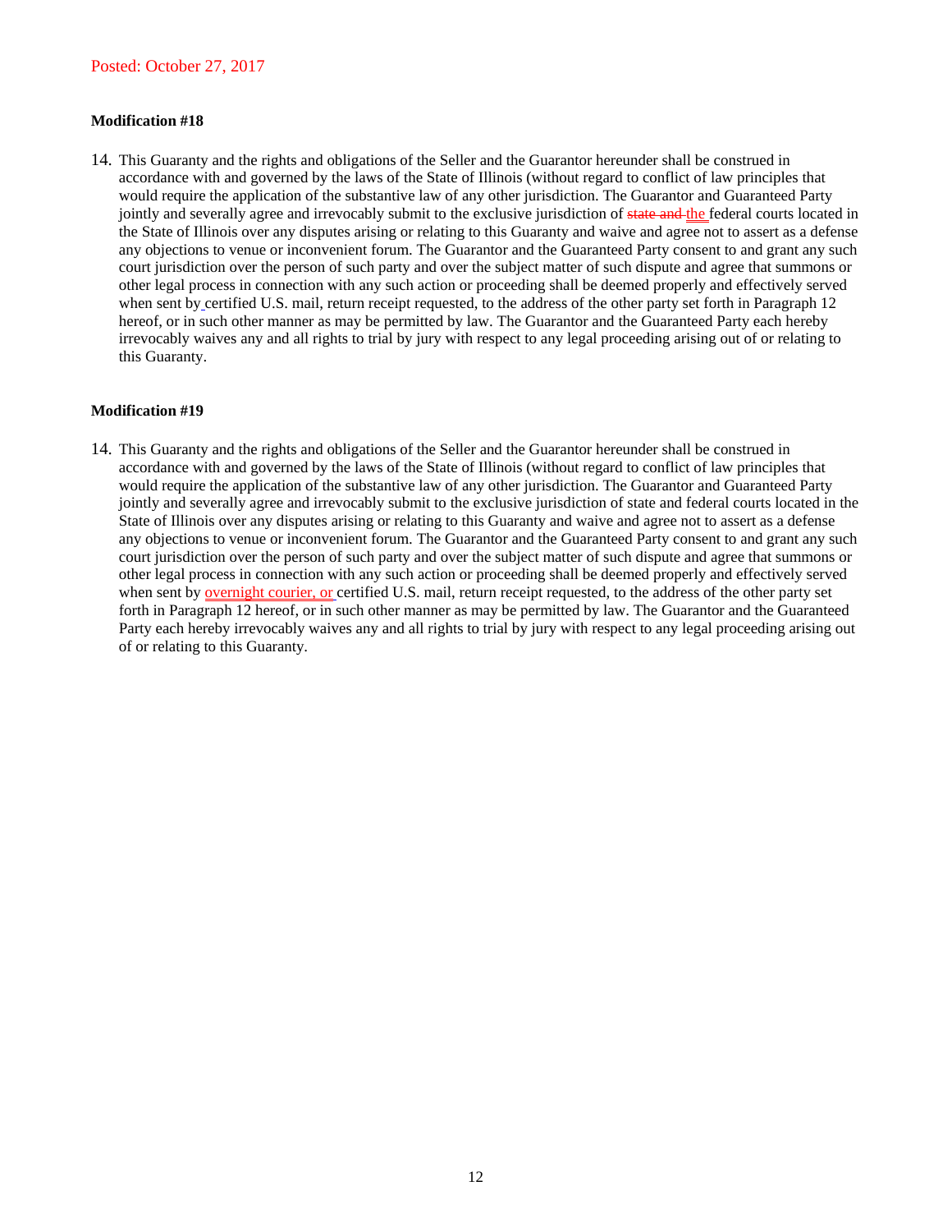Posted: October 27, 2017

**Modification #18**

14. This Guaranty and the rights and obligations of the Seller and the Guarantor hereunder shall be construed in accordance with and governed by the laws of the State of Illinois (without regard to conflict of law principles that would require the application of the substantive law of any other jurisdiction. The Guarantor and Guaranteed Party jointly and severally agree and irrevocably submit to the exclusive jurisdiction of ~~state and~~ the federal courts located in the State of Illinois over any disputes arising or relating to this Guaranty and waive and agree not to assert as a defense any objections to venue or inconvenient forum. The Guarantor and the Guaranteed Party consent to and grant any such court jurisdiction over the person of such party and over the subject matter of such dispute and agree that summons or other legal process in connection with any such action or proceeding shall be deemed properly and effectively served when sent by certified U.S. mail, return receipt requested, to the address of the other party set forth in Paragraph 12 hereof, or in such other manner as may be permitted by law. The Guarantor and the Guaranteed Party each hereby irrevocably waives any and all rights to trial by jury with respect to any legal proceeding arising out of or relating to this Guaranty.

**Modification #19**

14. This Guaranty and the rights and obligations of the Seller and the Guarantor hereunder shall be construed in accordance with and governed by the laws of the State of Illinois (without regard to conflict of law principles that would require the application of the substantive law of any other jurisdiction. The Guarantor and Guaranteed Party jointly and severally agree and irrevocably submit to the exclusive jurisdiction of state and federal courts located in the State of Illinois over any disputes arising or relating to this Guaranty and waive and agree not to assert as a defense any objections to venue or inconvenient forum. The Guarantor and the Guaranteed Party consent to and grant any such court jurisdiction over the person of such party and over the subject matter of such dispute and agree that summons or other legal process in connection with any such action or proceeding shall be deemed properly and effectively served when sent by overnight courier, or certified U.S. mail, return receipt requested, to the address of the other party set forth in Paragraph 12 hereof, or in such other manner as may be permitted by law. The Guarantor and the Guaranteed Party each hereby irrevocably waives any and all rights to trial by jury with respect to any legal proceeding arising out of or relating to this Guaranty.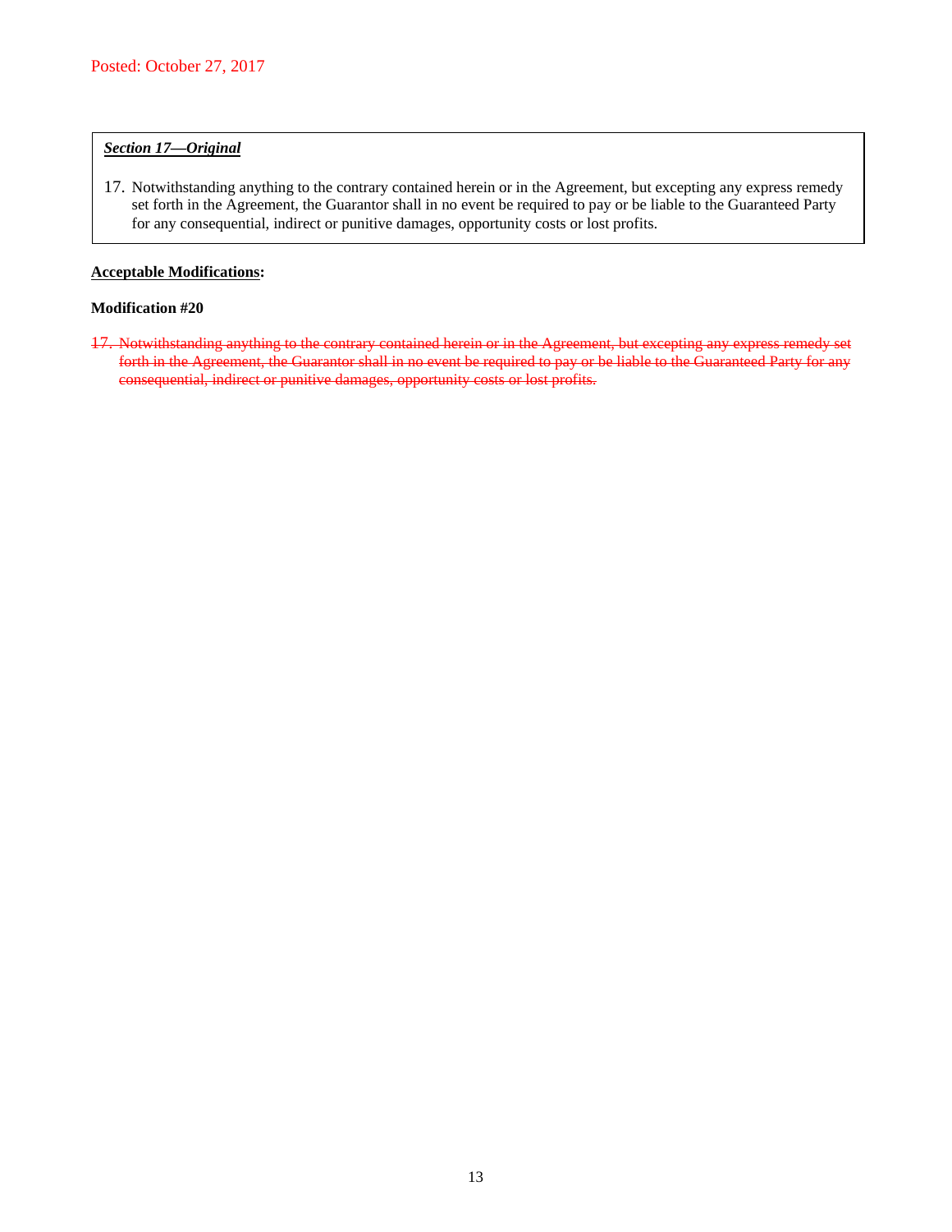Posted: October 27, 2017

***Section 17—Original***

17. Notwithstanding anything to the contrary contained herein or in the Agreement, but excepting any express remedy set forth in the Agreement, the Guarantor shall in no event be required to pay or be liable to the Guaranteed Party for any consequential, indirect or punitive damages, opportunity costs or lost profits.

**Acceptable Modifications:**

**Modification #20**

~~17. Notwithstanding anything to the contrary contained herein or in the Agreement, but excepting any express remedy set forth in the Agreement, the Guarantor shall in no event be required to pay or be liable to the Guaranteed Party for any consequential, indirect or punitive damages, opportunity costs or lost profits.~~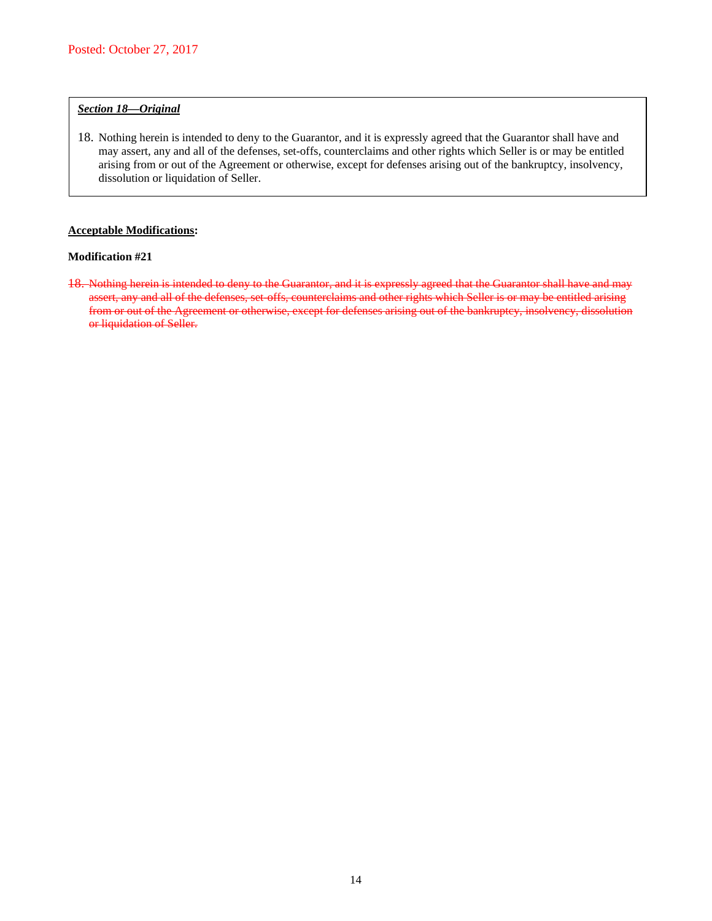Posted: October 27, 2017

***<u>Section 18—Original</u>***

18. Nothing herein is intended to deny to the Guarantor, and it is expressly agreed that the Guarantor shall have and may assert, any and all of the defenses, set-offs, counterclaims and other rights which Seller is or may be entitled arising from or out of the Agreement or otherwise, except for defenses arising out of the bankruptcy, insolvency, dissolution or liquidation of Seller.

**<u>Acceptable Modifications</u>:**

**Modification #21**

~~18. Nothing herein is intended to deny to the Guarantor, and it is expressly agreed that the Guarantor shall have and may assert, any and all of the defenses, set-offs, counterclaims and other rights which Seller is or may be entitled arising from or out of the Agreement or otherwise, except for defenses arising out of the bankruptcy, insolvency, dissolution or liquidation of Seller.~~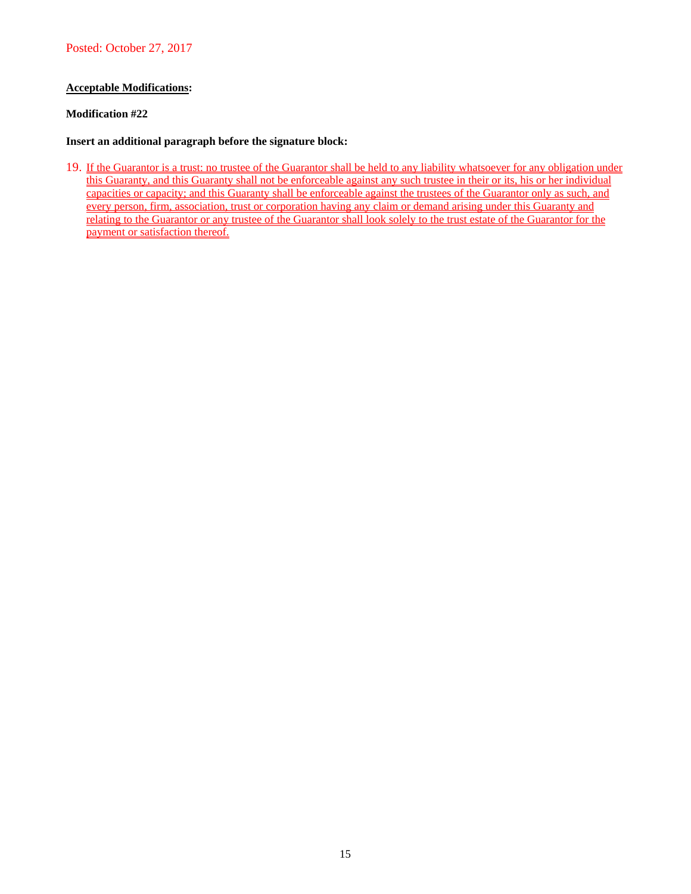Posted: October 27, 2017

**Acceptable Modifications:**

**Modification #22**

**Insert an additional paragraph before the signature block:**

19. If the Guarantor is a trust: no trustee of the Guarantor shall be held to any liability whatsoever for any obligation under this Guaranty, and this Guaranty shall not be enforceable against any such trustee in their or its, his or her individual capacities or capacity; and this Guaranty shall be enforceable against the trustees of the Guarantor only as such, and every person, firm, association, trust or corporation having any claim or demand arising under this Guaranty and relating to the Guarantor or any trustee of the Guarantor shall look solely to the trust estate of the Guarantor for the payment or satisfaction thereof.